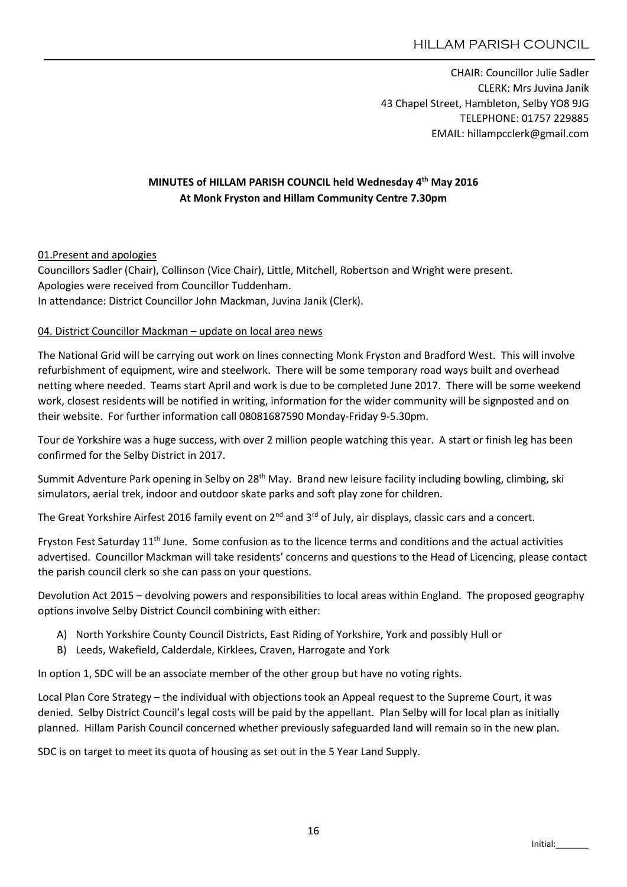HILLAM PARISH COUNCIL

CHAIR: Councillor Julie Sadler
CLERK: Mrs Juvina Janik
43 Chapel Street, Hambleton, Selby YO8 9JG
TELEPHONE: 01757 229885
EMAIL: hillampcclerk@gmail.com

**MINUTES of HILLAM PARISH COUNCIL held Wednesday 4th May 2016**
**At Monk Fryston and Hillam Community Centre 7.30pm**

01.Present and apologies

Councillors Sadler (Chair), Collinson (Vice Chair), Little, Mitchell, Robertson and Wright were present.
Apologies were received from Councillor Tuddenham.
In attendance: District Councillor John Mackman, Juvina Janik (Clerk).

04. District Councillor Mackman – update on local area news

The National Grid will be carrying out work on lines connecting Monk Fryston and Bradford West. This will involve refurbishment of equipment, wire and steelwork. There will be some temporary road ways built and overhead netting where needed. Teams start April and work is due to be completed June 2017. There will be some weekend work, closest residents will be notified in writing, information for the wider community will be signposted and on their website. For further information call 08081687590 Monday-Friday 9-5.30pm.

Tour de Yorkshire was a huge success, with over 2 million people watching this year. A start or finish leg has been confirmed for the Selby District in 2017.

Summit Adventure Park opening in Selby on 28th May. Brand new leisure facility including bowling, climbing, ski simulators, aerial trek, indoor and outdoor skate parks and soft play zone for children.

The Great Yorkshire Airfest 2016 family event on 2nd and 3rd of July, air displays, classic cars and a concert.

Fryston Fest Saturday 11th June. Some confusion as to the licence terms and conditions and the actual activities advertised. Councillor Mackman will take residents' concerns and questions to the Head of Licencing, please contact the parish council clerk so she can pass on your questions.

Devolution Act 2015 – devolving powers and responsibilities to local areas within England. The proposed geography options involve Selby District Council combining with either:

A) North Yorkshire County Council Districts, East Riding of Yorkshire, York and possibly Hull or
B) Leeds, Wakefield, Calderdale, Kirklees, Craven, Harrogate and York

In option 1, SDC will be an associate member of the other group but have no voting rights.

Local Plan Core Strategy – the individual with objections took an Appeal request to the Supreme Court, it was denied. Selby District Council's legal costs will be paid by the appellant. Plan Selby will for local plan as initially planned. Hillam Parish Council concerned whether previously safeguarded land will remain so in the new plan.

SDC is on target to meet its quota of housing as set out in the 5 Year Land Supply.

Initial:_______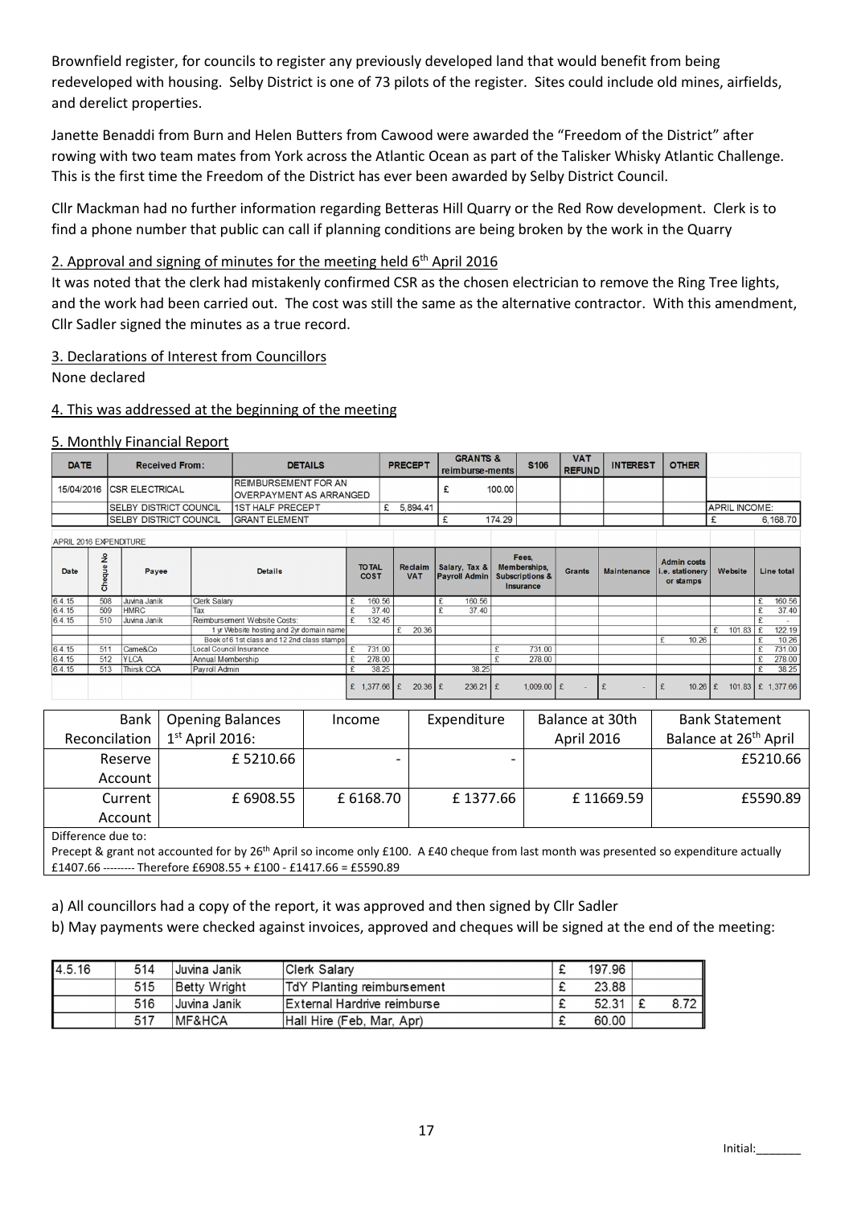Brownfield register, for councils to register any previously developed land that would benefit from being redeveloped with housing. Selby District is one of 73 pilots of the register. Sites could include old mines, airfields, and derelict properties.

Janette Benaddi from Burn and Helen Butters from Cawood were awarded the "Freedom of the District" after rowing with two team mates from York across the Atlantic Ocean as part of the Talisker Whisky Atlantic Challenge. This is the first time the Freedom of the District has ever been awarded by Selby District Council.

Cllr Mackman had no further information regarding Betteras Hill Quarry or the Red Row development. Clerk is to find a phone number that public can call if planning conditions are being broken by the work in the Quarry

## 2. Approval and signing of minutes for the meeting held 6th April 2016

It was noted that the clerk had mistakenly confirmed CSR as the chosen electrician to remove the Ring Tree lights, and the work had been carried out. The cost was still the same as the alternative contractor. With this amendment, Cllr Sadler signed the minutes as a true record.

## 3. Declarations of Interest from Councillors

None declared

## 4. This was addressed at the beginning of the meeting

## 5. Monthly Financial Report

| DATE | Received From: | DETAILS | PRECEPT | GRANTS & reimburse-ments | S106 | VAT REFUND | INTEREST | OTHER | |
|---|---|---|---|---|---|---|---|---|---|
| 15/04/2016 | CSR ELECTRICAL | REIMBURSEMENT FOR AN OVERPAYMENT AS ARRANGED | | £ 100.00 | | | | | |
| | SELBY DISTRICT COUNCIL | 1ST HALF PRECEPT | £ 5,894.41 | | | | | | APRIL INCOME: |
| | SELBY DISTRICT COUNCIL | GRANT ELEMENT | | £ 174.29 | | | | | £ 6,168.70 |

APRIL 2016 EXPENDITURE

| Date | Cheque No | Payee | Details | TOTAL COST | Reclaim VAT | Salary, Tax & Payroll Admin | Fees, Memberships, Subscriptions & Insurance | Grants | Maintenance | Admin costs i.e. stationery or stamps | Website | Line total |
|---|---|---|---|---|---|---|---|---|---|---|---|---|
| 6.4.15 | 508 | Juvina Janik | Clerk Salary | £ 160.56 | | £ 160.56 | | | | | | £ 160.56 |
| 6.4.15 | 509 | HMRC | Tax | £ 37.40 | | £ 37.40 | | | | | | £ 37.40 |
| 6.4.15 | 510 | Juvina Janik | Reimbursement Website Costs: | £ 132.45 | | | | | | | | £ - |
| | | | 1 yr Website hosting and 2yr domain name | | £ 20.36 | | | | | | £ 101.83 | £ 122.19 |
| | | | Book of 6 1st class and 12 2nd class stamps | | | | | | | £ 10.26 | | £ 10.26 |
| 6.4.15 | 511 | Came&Co | Local Council Insurance | £ 731.00 | | | £ 731.00 | | | | | £ 731.00 |
| 6.4.15 | 512 | YLCA | Annual Membership | £ 278.00 | | | £ 278.00 | | | | | £ 278.00 |
| 6.4.15 | 513 | Thirsk CCA | Payroll Admin | £ 38.25 | | 38.25 | | | | | | £ 38.25 |
| | | | | £ 1,377.66 | £ 20.36 | £ 236.21 | £ 1,009.00 | £ - | £ - | £ 10.26 | £ 101.83 | £ 1,377.66 |

| Bank Reconcilation | Opening Balances 1st April 2016: | Income | Expenditure | Balance at 30th April 2016 | Bank Statement Balance at 26th April |
|---|---|---|---|---|---|
| Reserve Account | £ 5210.66 | - | - | | £5210.66 |
| Current Account | £ 6908.55 | £ 6168.70 | £ 1377.66 | £ 11669.59 | £5590.89 |

Difference due to:
Precept & grant not accounted for by 26th April so income only £100. A £40 cheque from last month was presented so expenditure actually £1407.66 --------- Therefore £6908.55 + £100 - £1417.66 = £5590.89

a) All councillors had a copy of the report, it was approved and then signed by Cllr Sadler

b) May payments were checked against invoices, approved and cheques will be signed at the end of the meeting:

| | | | | | |
|---|---|---|---|---|---|
| 4.5.16 | 514 | Juvina Janik | Clerk Salary | £ 197.96 | |
| | 515 | Betty Wright | TdY Planting reimbursement | £ 23.88 | |
| | 516 | Juvina Janik | External Hardrive reimburse | £ 52.31 | £ 8.72 |
| | 517 | MF&HCA | Hall Hire (Feb, Mar, Apr) | £ 60.00 | |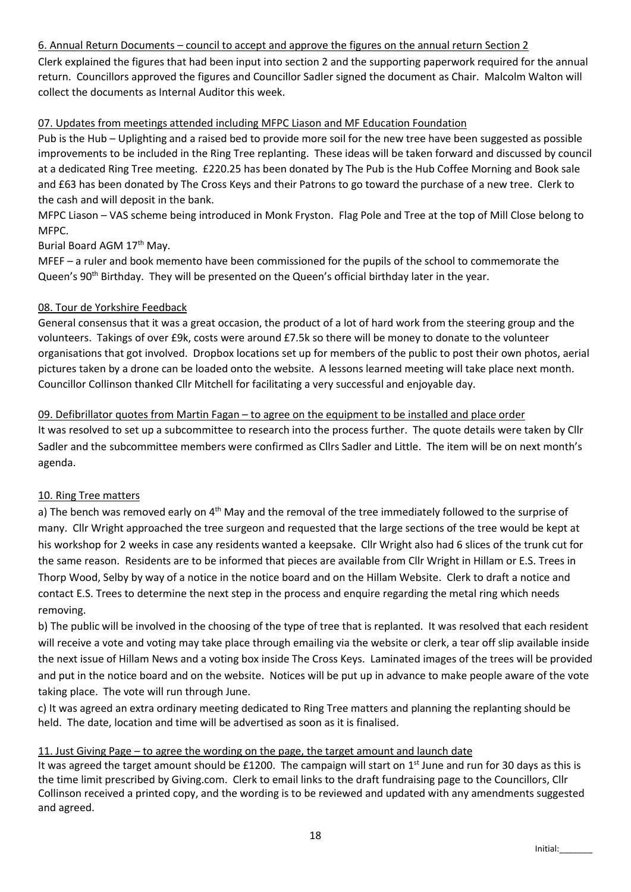<u>6. Annual Return Documents – council to accept and approve the figures on the annual return Section 2</u>

Clerk explained the figures that had been input into section 2 and the supporting paperwork required for the annual return. Councillors approved the figures and Councillor Sadler signed the document as Chair. Malcolm Walton will collect the documents as Internal Auditor this week.

<u>07. Updates from meetings attended including MFPC Liason and MF Education Foundation</u>

Pub is the Hub – Uplighting and a raised bed to provide more soil for the new tree have been suggested as possible improvements to be included in the Ring Tree replanting. These ideas will be taken forward and discussed by council at a dedicated Ring Tree meeting. £220.25 has been donated by The Pub is the Hub Coffee Morning and Book sale and £63 has been donated by The Cross Keys and their Patrons to go toward the purchase of a new tree. Clerk to the cash and will deposit in the bank.

MFPC Liason – VAS scheme being introduced in Monk Fryston. Flag Pole and Tree at the top of Mill Close belong to MFPC.

Burial Board AGM 17th May.

MFEF – a ruler and book memento have been commissioned for the pupils of the school to commemorate the Queen's 90th Birthday. They will be presented on the Queen's official birthday later in the year.

<u>08. Tour de Yorkshire Feedback</u>

General consensus that it was a great occasion, the product of a lot of hard work from the steering group and the volunteers. Takings of over £9k, costs were around £7.5k so there will be money to donate to the volunteer organisations that got involved. Dropbox locations set up for members of the public to post their own photos, aerial pictures taken by a drone can be loaded onto the website. A lessons learned meeting will take place next month. Councillor Collinson thanked Cllr Mitchell for facilitating a very successful and enjoyable day.

<u>09. Defibrillator quotes from Martin Fagan – to agree on the equipment to be installed and place order</u>

It was resolved to set up a subcommittee to research into the process further. The quote details were taken by Cllr Sadler and the subcommittee members were confirmed as Cllrs Sadler and Little. The item will be on next month's agenda.

<u>10. Ring Tree matters</u>

a) The bench was removed early on 4th May and the removal of the tree immediately followed to the surprise of many. Cllr Wright approached the tree surgeon and requested that the large sections of the tree would be kept at his workshop for 2 weeks in case any residents wanted a keepsake. Cllr Wright also had 6 slices of the trunk cut for the same reason. Residents are to be informed that pieces are available from Cllr Wright in Hillam or E.S. Trees in Thorp Wood, Selby by way of a notice in the notice board and on the Hillam Website. Clerk to draft a notice and contact E.S. Trees to determine the next step in the process and enquire regarding the metal ring which needs removing.

b) The public will be involved in the choosing of the type of tree that is replanted. It was resolved that each resident will receive a vote and voting may take place through emailing via the website or clerk, a tear off slip available inside the next issue of Hillam News and a voting box inside The Cross Keys. Laminated images of the trees will be provided and put in the notice board and on the website. Notices will be put up in advance to make people aware of the vote taking place. The vote will run through June.

c) It was agreed an extra ordinary meeting dedicated to Ring Tree matters and planning the replanting should be held. The date, location and time will be advertised as soon as it is finalised.

<u>11. Just Giving Page – to agree the wording on the page, the target amount and launch date</u>

It was agreed the target amount should be £1200. The campaign will start on 1st June and run for 30 days as this is the time limit prescribed by Giving.com. Clerk to email links to the draft fundraising page to the Councillors, Cllr Collinson received a printed copy, and the wording is to be reviewed and updated with any amendments suggested and agreed.

Initial:_______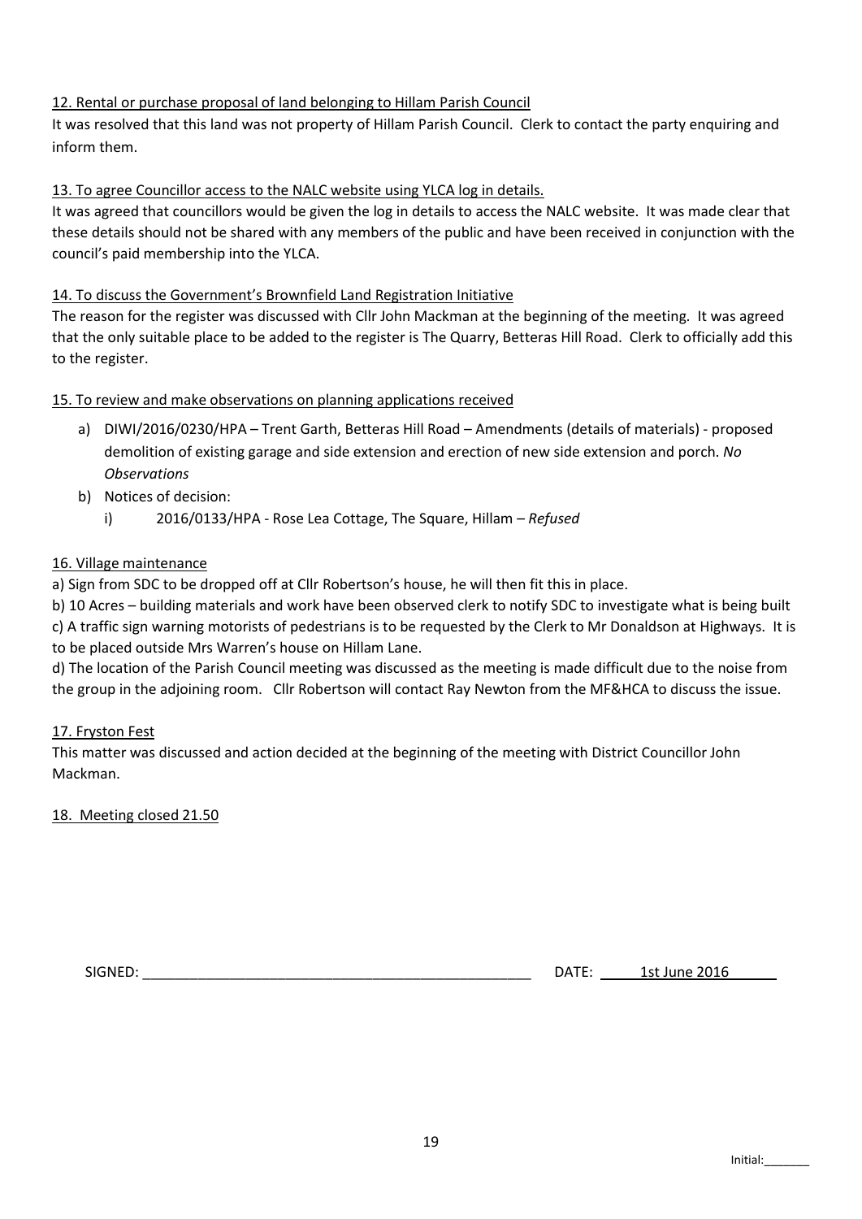<u>12. Rental or purchase proposal of land belonging to Hillam Parish Council</u>

It was resolved that this land was not property of Hillam Parish Council. Clerk to contact the party enquiring and inform them.

<u>13. To agree Councillor access to the NALC website using YLCA log in details.</u>

It was agreed that councillors would be given the log in details to access the NALC website. It was made clear that these details should not be shared with any members of the public and have been received in conjunction with the council's paid membership into the YLCA.

<u>14. To discuss the Government's Brownfield Land Registration Initiative</u>

The reason for the register was discussed with Cllr John Mackman at the beginning of the meeting. It was agreed that the only suitable place to be added to the register is The Quarry, Betteras Hill Road. Clerk to officially add this to the register.

<u>15. To review and make observations on planning applications received</u>

a) DIWI/2016/0230/HPA – Trent Garth, Betteras Hill Road – Amendments (details of materials) - proposed demolition of existing garage and side extension and erection of new side extension and porch. *No Observations*
b) Notices of decision:
   i) 2016/0133/HPA - Rose Lea Cottage, The Square, Hillam – *Refused*

<u>16. Village maintenance</u>

a) Sign from SDC to be dropped off at Cllr Robertson's house, he will then fit this in place.
b) 10 Acres – building materials and work have been observed clerk to notify SDC to investigate what is being built
c) A traffic sign warning motorists of pedestrians is to be requested by the Clerk to Mr Donaldson at Highways. It is to be placed outside Mrs Warren's house on Hillam Lane.
d) The location of the Parish Council meeting was discussed as the meeting is made difficult due to the noise from the group in the adjoining room. Cllr Robertson will contact Ray Newton from the MF&HCA to discuss the issue.

<u>17. Fryston Fest</u>

This matter was discussed and action decided at the beginning of the meeting with District Councillor John Mackman.

<u>18. Meeting closed 21.50</u>

SIGNED: ___________________________________________________ DATE: <u>1st June 2016</u>

Initial:_______